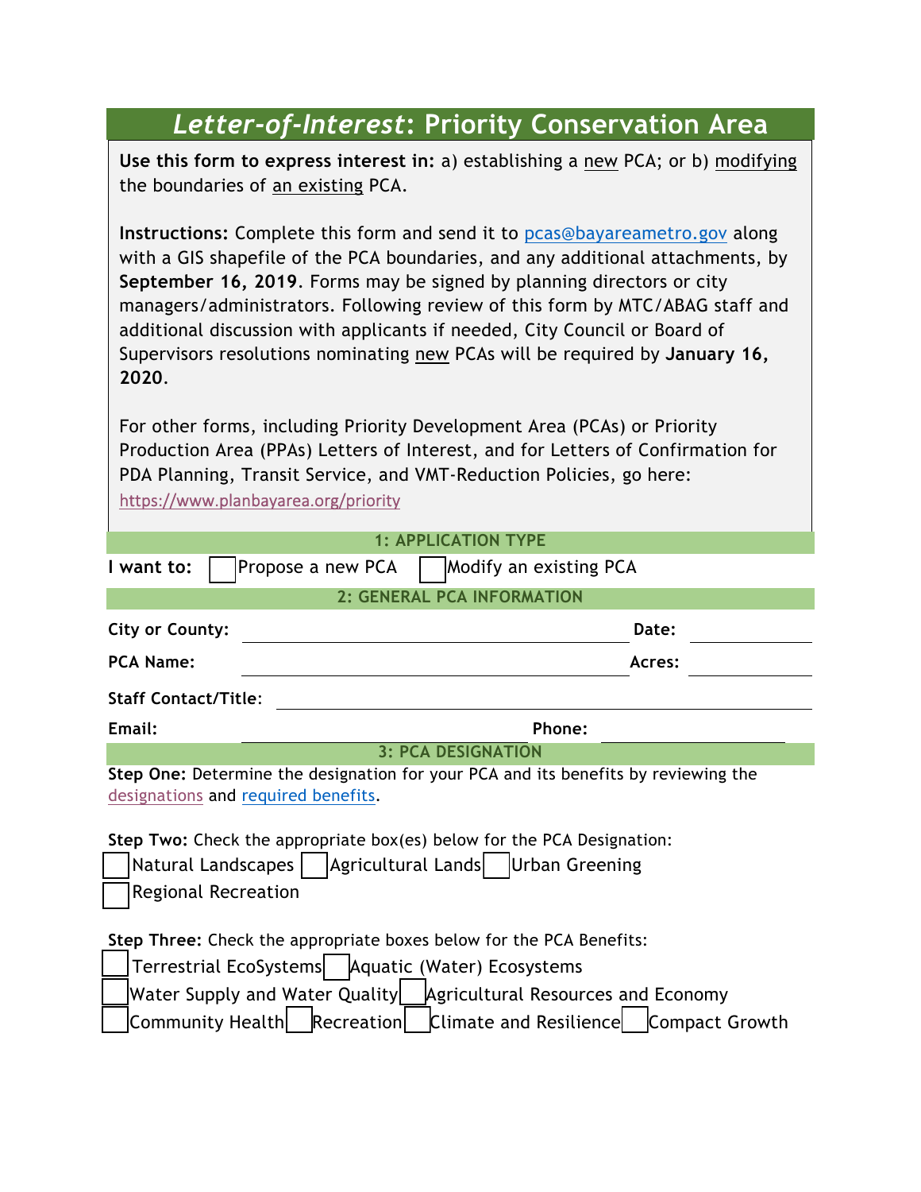# *Letter-of-Interest*: Priority Conservation Area

**Use this form to express interest in:** a) establishing a new PCA; or b) modifying the boundaries of an existing PCA.

**Instructions:** Complete this form and send it to pcas@bayareametro.gov along with a GIS shapefile of the PCA boundaries, and any additional attachments, by **September 16, 2019**. Forms may be signed by planning directors or city managers/administrators. Following review of this form by MTC/ABAG staff and additional discussion with applicants if needed, City Council or Board of Supervisors resolutions nominating new PCAs will be required by **January 16, 2020**.

For other forms, including Priority Development Area (PCAs) or Priority Production Area (PPAs) Letters of Interest, and for Letters of Confirmation for PDA Planning, Transit Service, and VMT-Reduction Policies, go here: https://www.planbayarea.org/priority

## 1: APPLICATION TYPE

**I want to:** ☐ Propose a new PCA ☐ Modify an existing PCA

## 2: GENERAL PCA INFORMATION

**City or County:** ____________________ **Date:** __________

**PCA Name:** ____________________ **Acres:** __________

**Staff Contact/Title:** ____________________

**Email:** ____________________ **Phone:** __________

## 3: PCA DESIGNATION

**Step One:** Determine the designation for your PCA and its benefits by reviewing the designations and required benefits.

**Step Two:** Check the appropriate box(es) below for the PCA Designation:

☐ Natural Landscapes ☐ Agricultural Lands ☐ Urban Greening
☐ Regional Recreation

**Step Three:** Check the appropriate boxes below for the PCA Benefits:

☐ Terrestrial EcoSystems ☐ Aquatic (Water) Ecosystems
☐ Water Supply and Water Quality ☐ Agricultural Resources and Economy
☐ Community Health ☐ Recreation ☐ Climate and Resilience ☐ Compact Growth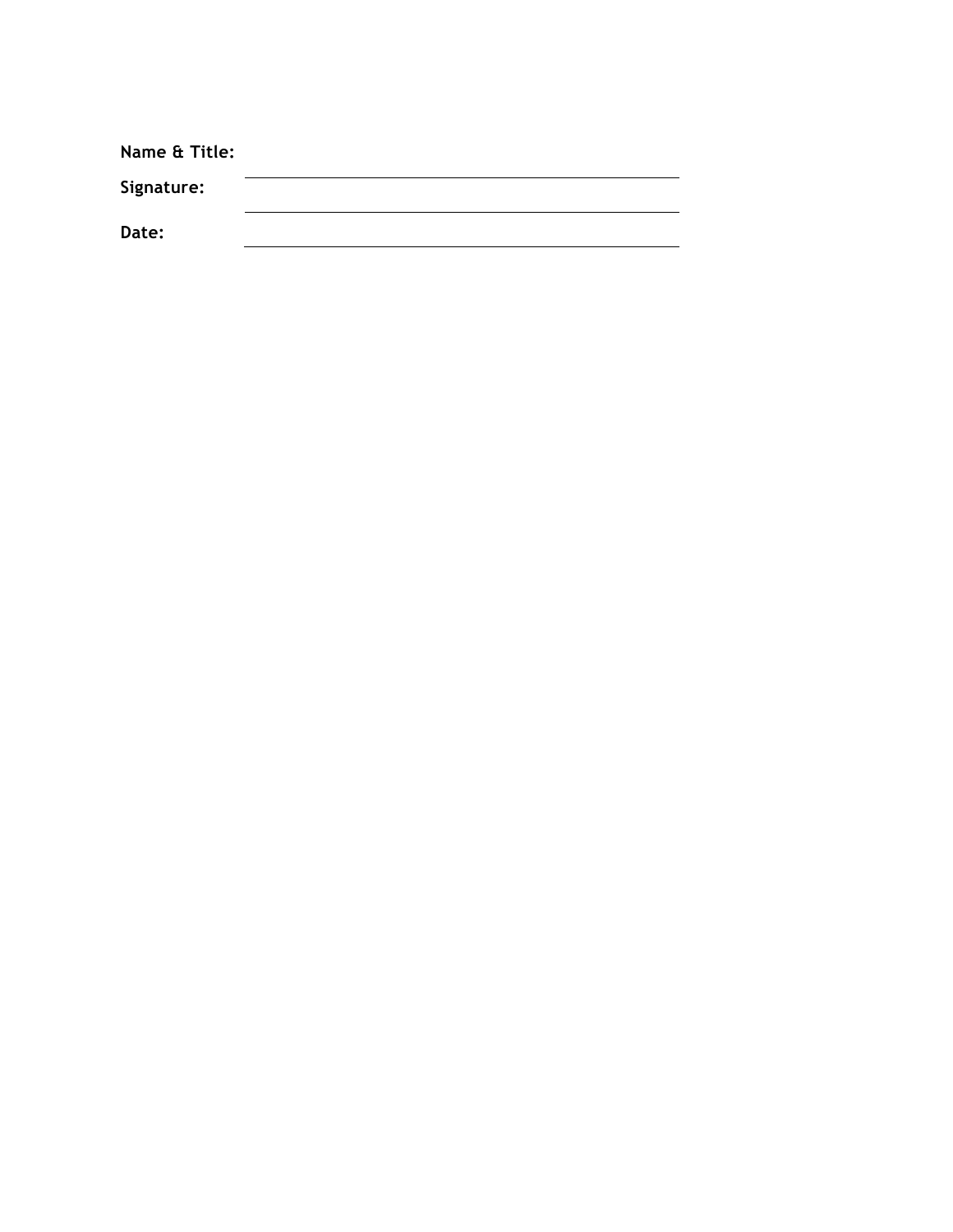**Name & Title:** ______________________________

**Signature:** ______________________________

**Date:** ______________________________